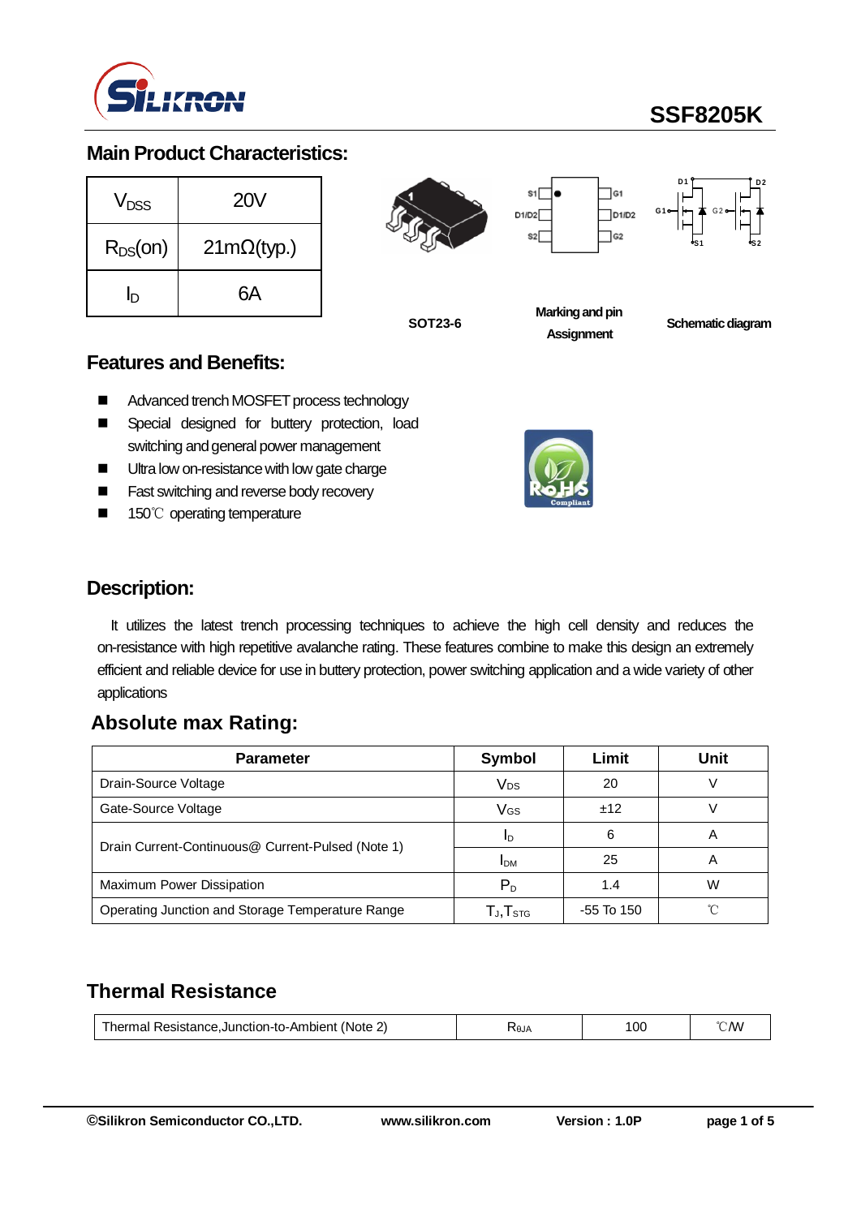# SSF8205K

## Main Product Characteristics:

| | |
|---|---|
| $V_{DSS}$ | 20V |
| $R_{DS}$(on) | 21mΩ(typ.) |
| $I_D$ | 6A |

SOT23-6

Marking and pin Assignment

Schematic diagram

## Features and Benefits:

- Advanced trench MOSFET process technology
- Special designed for buttery protection, load switching and general power management
- Ultra low on-resistance with low gate charge
- Fast switching and reverse body recovery
- 150℃ operating temperature

## Description:

It utilizes the latest trench processing techniques to achieve the high cell density and reduces the on-resistance with high repetitive avalanche rating. These features combine to make this design an extremely efficient and reliable device for use in buttery protection, power switching application and a wide variety of other applications

## Absolute max Rating:

| Parameter | Symbol | Limit | Unit |
|---|---|---|---|
| Drain-Source Voltage | $V_{DS}$ | 20 | V |
| Gate-Source Voltage | $V_{GS}$ | ±12 | V |
| Drain Current-Continuous@ Current-Pulsed (Note 1) | $I_D$ | 6 | A |
| | $I_{DM}$ | 25 | A |
| Maximum Power Dissipation | $P_D$ | 1.4 | W |
| Operating Junction and Storage Temperature Range | $T_J$,$T_{STG}$ | -55 To 150 | ℃ |

## Thermal Resistance

| | | | |
|---|---|---|---|
| Thermal Resistance,Junction-to-Ambient (Note 2) | $R_{θJA}$ | 100 | ℃/W |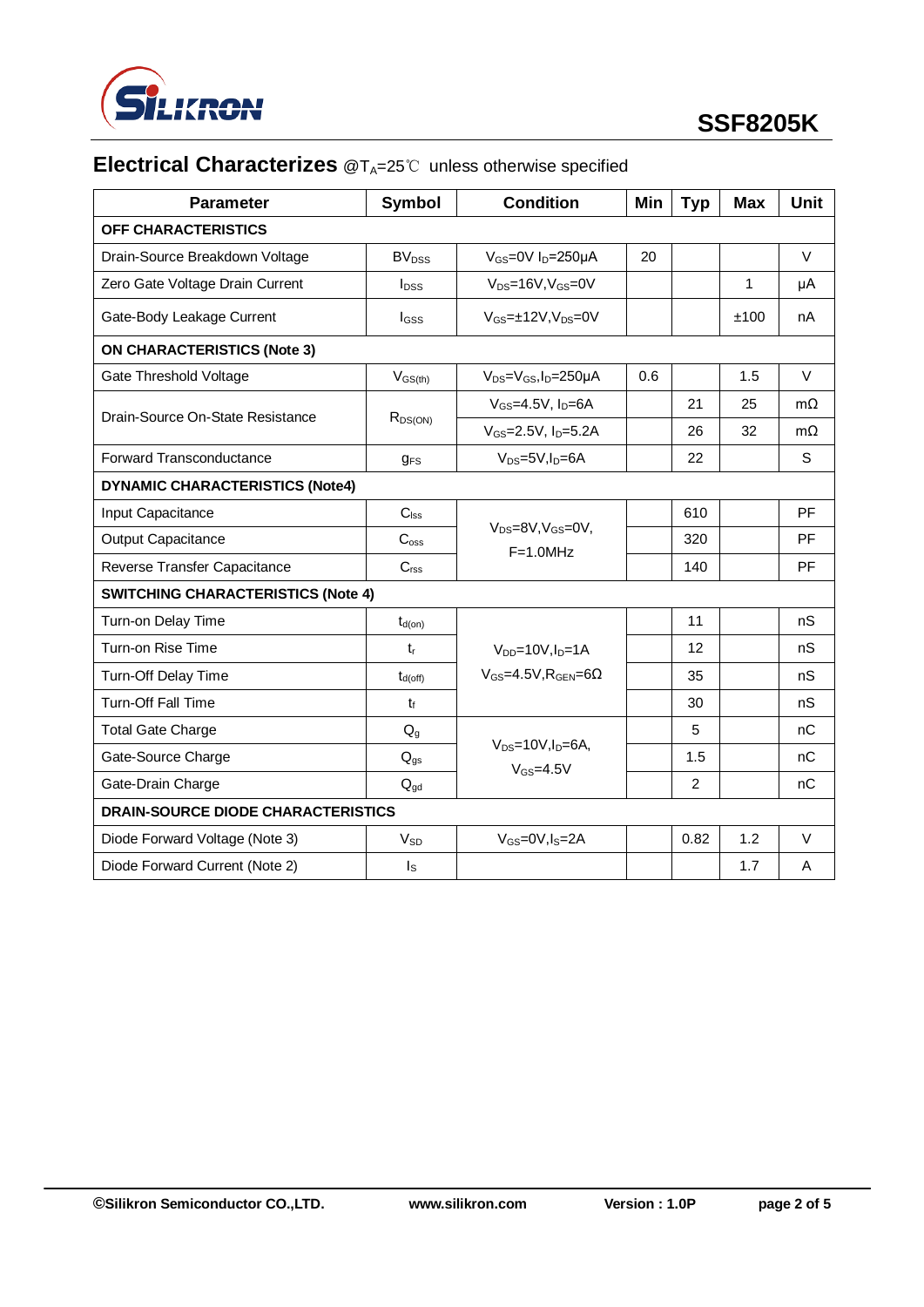## Electrical Characterizes @$T_A$=25℃ unless otherwise specified

| Parameter | Symbol | Condition | Min | Typ | Max | Unit |
|---|---|---|---|---|---|---|
| **OFF CHARACTERISTICS** | | | | | | |
| Drain-Source Breakdown Voltage | $BV_{DSS}$ | $V_{GS}$=0V $I_D$=250μA | 20 | | | V |
| Zero Gate Voltage Drain Current | $I_{DSS}$ | $V_{DS}$=16V,$V_{GS}$=0V | | | 1 | μA |
| Gate-Body Leakage Current | $I_{GSS}$ | $V_{GS}$=±12V,$V_{DS}$=0V | | | ±100 | nA |
| **ON CHARACTERISTICS (Note 3)** | | | | | | |
| Gate Threshold Voltage | $V_{GS(th)}$ | $V_{DS}$=$V_{GS}$,$I_D$=250μA | 0.6 | | 1.5 | V |
| Drain-Source On-State Resistance | $R_{DS(ON)}$ | $V_{GS}$=4.5V, $I_D$=6A | | 21 | 25 | mΩ |
| | | $V_{GS}$=2.5V, $I_D$=5.2A | | 26 | 32 | mΩ |
| Forward Transconductance | $g_{FS}$ | $V_{DS}$=5V,$I_D$=6A | | 22 | | S |
| **DYNAMIC CHARACTERISTICS (Note4)** | | | | | | |
| Input Capacitance | $C_{lss}$ | $V_{DS}$=8V,$V_{GS}$=0V, F=1.0MHz | | 610 | | PF |
| Output Capacitance | $C_{oss}$ | | | 320 | | PF |
| Reverse Transfer Capacitance | $C_{rss}$ | | | 140 | | PF |
| **SWITCHING CHARACTERISTICS (Note 4)** | | | | | | |
| Turn-on Delay Time | $t_{d(on)}$ | $V_{DD}$=10V,$I_D$=1A $V_{GS}$=4.5V,$R_{GEN}$=6Ω | | 11 | | nS |
| Turn-on Rise Time | $t_r$ | | | 12 | | nS |
| Turn-Off Delay Time | $t_{d(off)}$ | | | 35 | | nS |
| Turn-Off Fall Time | $t_f$ | | | 30 | | nS |
| Total Gate Charge | $Q_g$ | $V_{DS}$=10V,$I_D$=6A, $V_{GS}$=4.5V | | 5 | | nC |
| Gate-Source Charge | $Q_{gs}$ | | | 1.5 | | nC |
| Gate-Drain Charge | $Q_{gd}$ | | | 2 | | nC |
| **DRAIN-SOURCE DIODE CHARACTERISTICS** | | | | | | |
| Diode Forward Voltage (Note 3) | $V_{SD}$ | $V_{GS}$=0V,$I_S$=2A | | 0.82 | 1.2 | V |
| Diode Forward Current (Note 2) | $I_S$ | | | | 1.7 | A |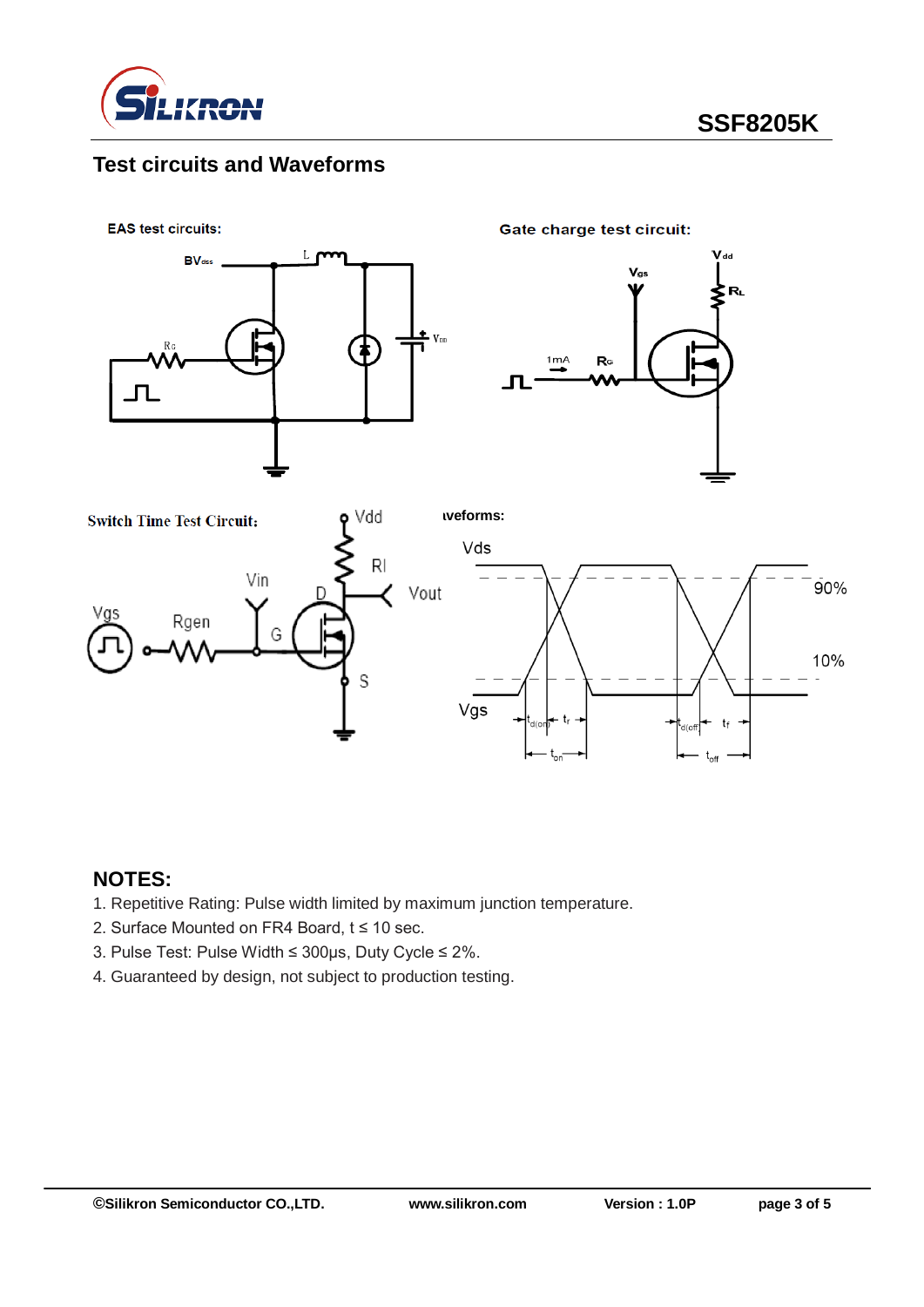## Test circuits and Waveforms

**EAS test circuits:**

**Gate charge test circuit:**

**Switch Time Test Circuit:**

**Waveforms:**

## NOTES:

1. Repetitive Rating: Pulse width limited by maximum junction temperature.
2. Surface Mounted on FR4 Board, t ≤ 10 sec.
3. Pulse Test: Pulse Width ≤ 300μs, Duty Cycle ≤ 2%.
4. Guaranteed by design, not subject to production testing.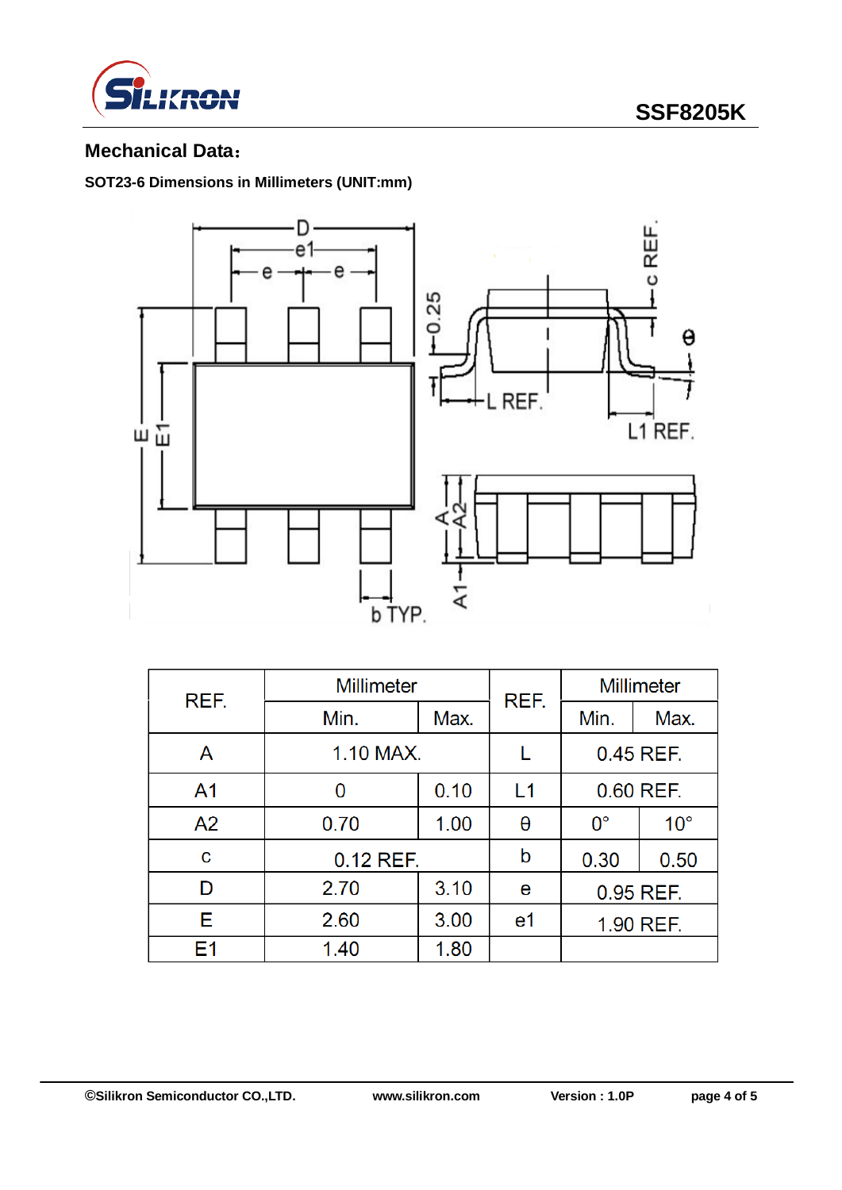## Mechanical Data：

**SOT23-6 Dimensions in Millimeters (UNIT:mm)**

| REF. | Millimeter | | REF. | Millimeter | |
|---|---|---|---|---|---|
| | Min. | Max. | | Min. | Max. |
| A | 1.10 MAX. | | L | 0.45 REF. | |
| A1 | 0 | 0.10 | L1 | 0.60 REF. | |
| A2 | 0.70 | 1.00 | θ | 0° | 10° |
| c | 0.12 REF. | | b | 0.30 | 0.50 |
| D | 2.70 | 3.10 | e | 0.95 REF. | |
| E | 2.60 | 3.00 | e1 | 1.90 REF. | |
| E1 | 1.40 | 1.80 | | | |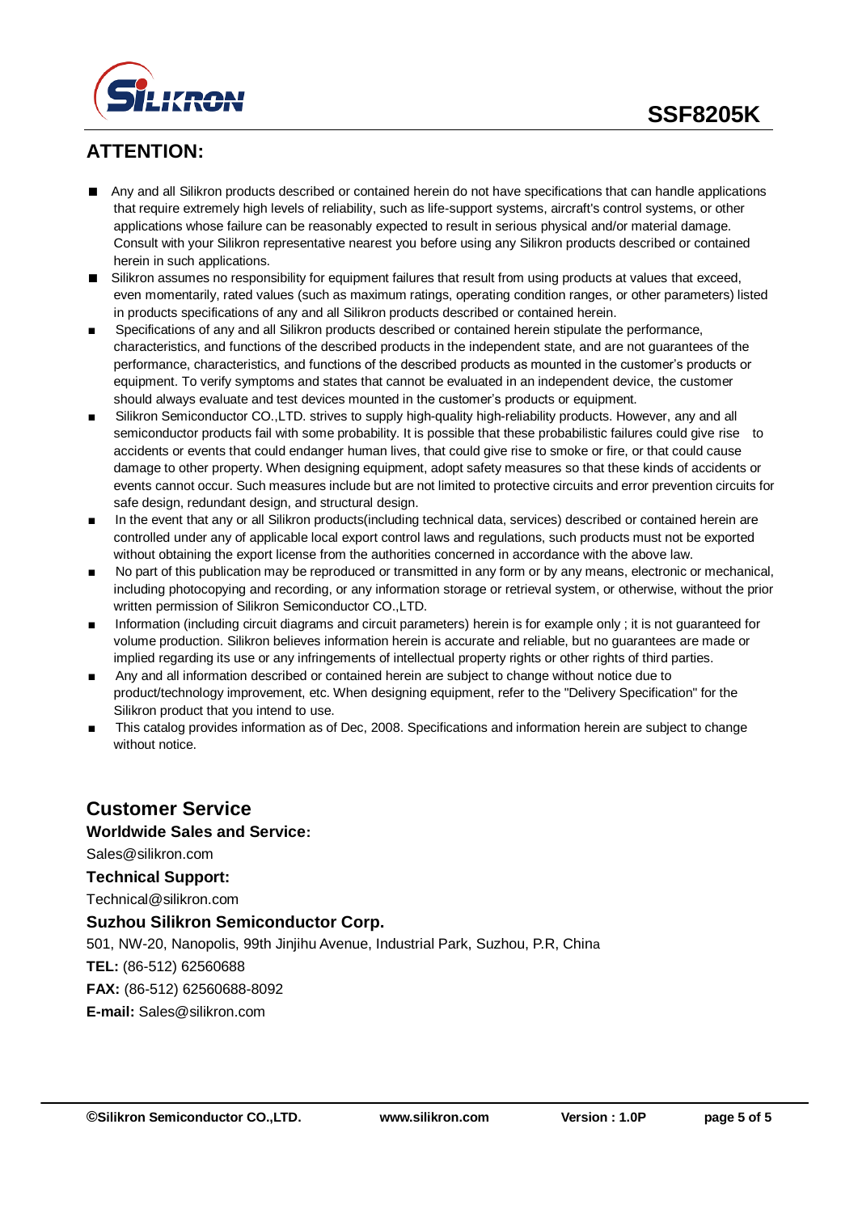## ATTENTION:

- Any and all Silikron products described or contained herein do not have specifications that can handle applications that require extremely high levels of reliability, such as life-support systems, aircraft's control systems, or other applications whose failure can be reasonably expected to result in serious physical and/or material damage. Consult with your Silikron representative nearest you before using any Silikron products described or contained herein in such applications.
- Silikron assumes no responsibility for equipment failures that result from using products at values that exceed, even momentarily, rated values (such as maximum ratings, operating condition ranges, or other parameters) listed in products specifications of any and all Silikron products described or contained herein.
- Specifications of any and all Silikron products described or contained herein stipulate the performance, characteristics, and functions of the described products in the independent state, and are not guarantees of the performance, characteristics, and functions of the described products as mounted in the customer's products or equipment. To verify symptoms and states that cannot be evaluated in an independent device, the customer should always evaluate and test devices mounted in the customer's products or equipment.
- Silikron Semiconductor CO.,LTD. strives to supply high-quality high-reliability products. However, any and all semiconductor products fail with some probability. It is possible that these probabilistic failures could give rise to accidents or events that could endanger human lives, that could give rise to smoke or fire, or that could cause damage to other property. When designing equipment, adopt safety measures so that these kinds of accidents or events cannot occur. Such measures include but are not limited to protective circuits and error prevention circuits for safe design, redundant design, and structural design.
- In the event that any or all Silikron products(including technical data, services) described or contained herein are controlled under any of applicable local export control laws and regulations, such products must not be exported without obtaining the export license from the authorities concerned in accordance with the above law.
- No part of this publication may be reproduced or transmitted in any form or by any means, electronic or mechanical, including photocopying and recording, or any information storage or retrieval system, or otherwise, without the prior written permission of Silikron Semiconductor CO.,LTD.
- Information (including circuit diagrams and circuit parameters) herein is for example only ; it is not guaranteed for volume production. Silikron believes information herein is accurate and reliable, but no guarantees are made or implied regarding its use or any infringements of intellectual property rights or other rights of third parties.
- Any and all information described or contained herein are subject to change without notice due to product/technology improvement, etc. When designing equipment, refer to the "Delivery Specification" for the Silikron product that you intend to use.
- This catalog provides information as of Dec, 2008. Specifications and information herein are subject to change without notice.

## Customer Service

### Worldwide Sales and Service:

Sales@silikron.com

### Technical Support:

Technical@silikron.com

### Suzhou Silikron Semiconductor Corp.

501, NW-20, Nanopolis, 99th Jinjihu Avenue, Industrial Park, Suzhou, P.R, China

**TEL:** (86-512) 62560688

**FAX:** (86-512) 62560688-8092

**E-mail:** Sales@silikron.com